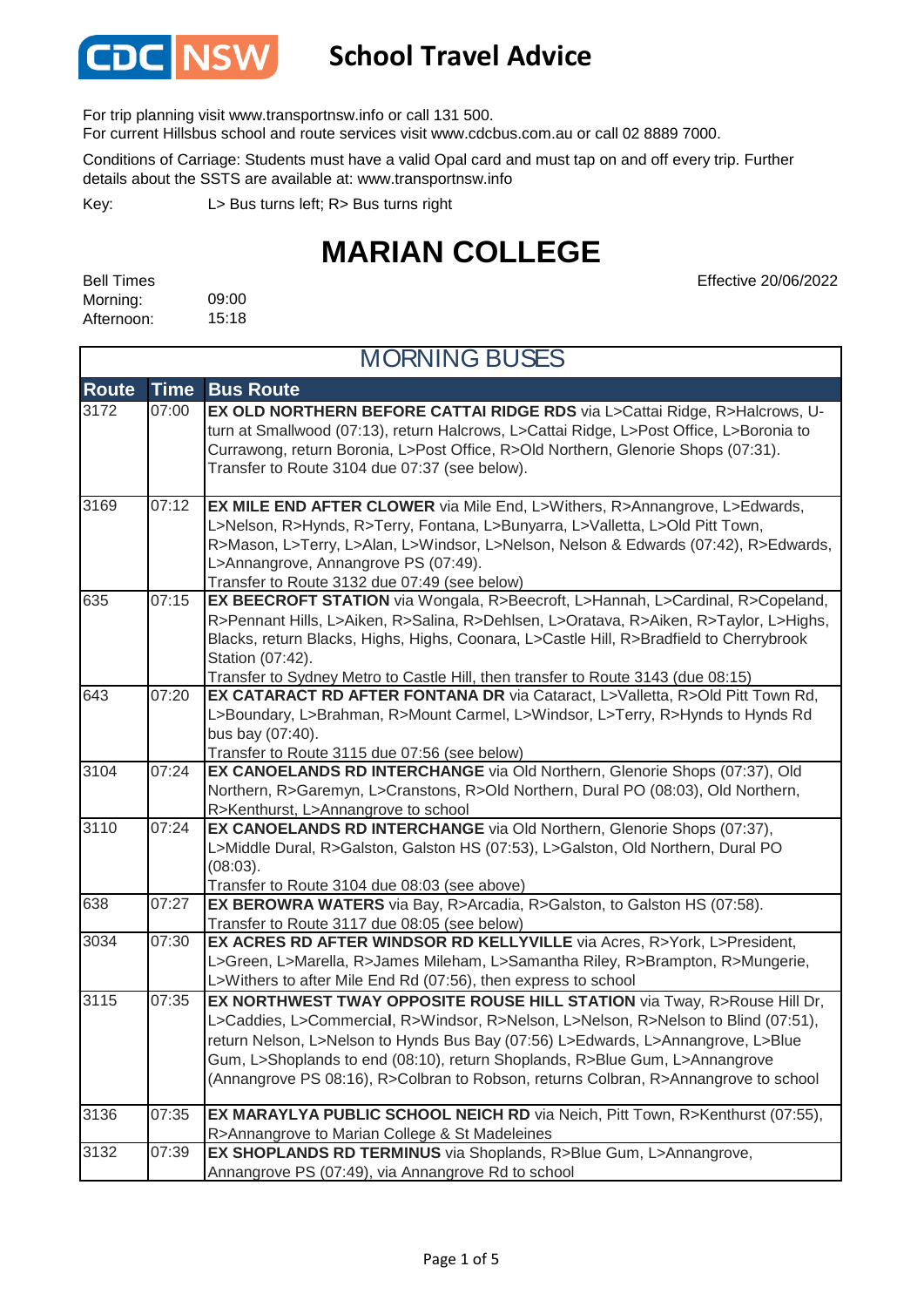# School Travel Advice

For trip planning visit www.transportnsw.info or call 131 500.
For current Hillsbus school and route services visit www.cdcbus.com.au or call 02 8889 7000.

Conditions of Carriage: Students must have a valid Opal card and must tap on and off every trip. Further details about the SSTS are available at: www.transportnsw.info

Key: L> Bus turns left; R> Bus turns right

# MARIAN COLLEGE

Effective 20/06/2022

Bell Times
Morning: 09:00
Afternoon: 15:18

## MORNING BUSES

| Route | Time | Bus Route |
|---|---|---|
| 3172 | 07:00 | **EX OLD NORTHERN BEFORE CATTAI RIDGE RDS** via L>Cattai Ridge, R>Halcrows, U-turn at Smallwood (07:13), return Halcrows, L>Cattai Ridge, L>Post Office, L>Boronia to Currawong, return Boronia, L>Post Office, R>Old Northern, Glenorie Shops (07:31). Transfer to Route 3104 due 07:37 (see below). |
| 3169 | 07:12 | **EX MILE END AFTER CLOWER** via Mile End, L>Withers, R>Annangrove, L>Edwards, L>Nelson, R>Hynds, R>Terry, Fontana, L>Bunyarra, L>Valletta, L>Old Pitt Town, R>Mason, L>Terry, L>Alan, L>Windsor, L>Nelson, Nelson & Edwards (07:42), R>Edwards, L>Annangrove, Annangrove PS (07:49). Transfer to Route 3132 due 07:49 (see below) |
| 635 | 07:15 | **EX BEECROFT STATION** via Wongala, R>Beecroft, L>Hannah, L>Cardinal, R>Copeland, R>Pennant Hills, L>Aiken, R>Salina, R>Dehlsen, L>Oratava, R>Aiken, R>Taylor, L>Highs, Blacks, return Blacks, Highs, Highs, Coonara, L>Castle Hill, R>Bradfield to Cherrybrook Station (07:42). Transfer to Sydney Metro to Castle Hill, then transfer to Route 3143 (due 08:15) |
| 643 | 07:20 | **EX CATARACT RD AFTER FONTANA DR** via Cataract, L>Valletta, R>Old Pitt Town Rd, L>Boundary, L>Brahman, R>Mount Carmel, L>Windsor, L>Terry, R>Hynds to Hynds Rd bus bay (07:40). Transfer to Route 3115 due 07:56 (see below) |
| 3104 | 07:24 | **EX CANOELANDS RD INTERCHANGE** via Old Northern, Glenorie Shops (07:37), Old Northern, R>Garemyn, L>Cranstons, R>Old Northern, Dural PO (08:03), Old Northern, R>Kenthurst, L>Annangrove to school |
| 3110 | 07:24 | **EX CANOELANDS RD INTERCHANGE** via Old Northern, Glenorie Shops (07:37), L>Middle Dural, R>Galston, Galston HS (07:53), L>Galston, Old Northern, Dural PO (08:03). Transfer to Route 3104 due 08:03 (see above) |
| 638 | 07:27 | **EX BEROWRA WATERS** via Bay, R>Arcadia, R>Galston, to Galston HS (07:58). Transfer to Route 3117 due 08:05 (see below) |
| 3034 | 07:30 | **EX ACRES RD AFTER WINDSOR RD KELLYVILLE** via Acres, R>York, L>President, L>Green, L>Marella, R>James Mileham, L>Samantha Riley, R>Brampton, R>Mungerie, L>Withers to after Mile End Rd (07:56), then express to school |
| 3115 | 07:35 | **EX NORTHWEST TWAY OPPOSITE ROUSE HILL STATION** via Tway, R>Rouse Hill Dr, L>Caddies, L>Commercial, R>Windsor, R>Nelson, L>Nelson, R>Nelson to Blind (07:51), return Nelson, L>Nelson to Hynds Bus Bay (07:56) L>Edwards, L>Annangrove, L>Blue Gum, L>Shoplands to end (08:10), return Shoplands, R>Blue Gum, L>Annangrove (Annangrove PS 08:16), R>Colbran to Robson, returns Colbran, R>Annangrove to school |
| 3136 | 07:35 | **EX MARAYLYA PUBLIC SCHOOL NEICH RD** via Neich, Pitt Town, R>Kenthurst (07:55), R>Annangrove to Marian College & St Madeleines |
| 3132 | 07:39 | **EX SHOPLANDS RD TERMINUS** via Shoplands, R>Blue Gum, L>Annangrove, Annangrove PS (07:49), via Annangrove Rd to school |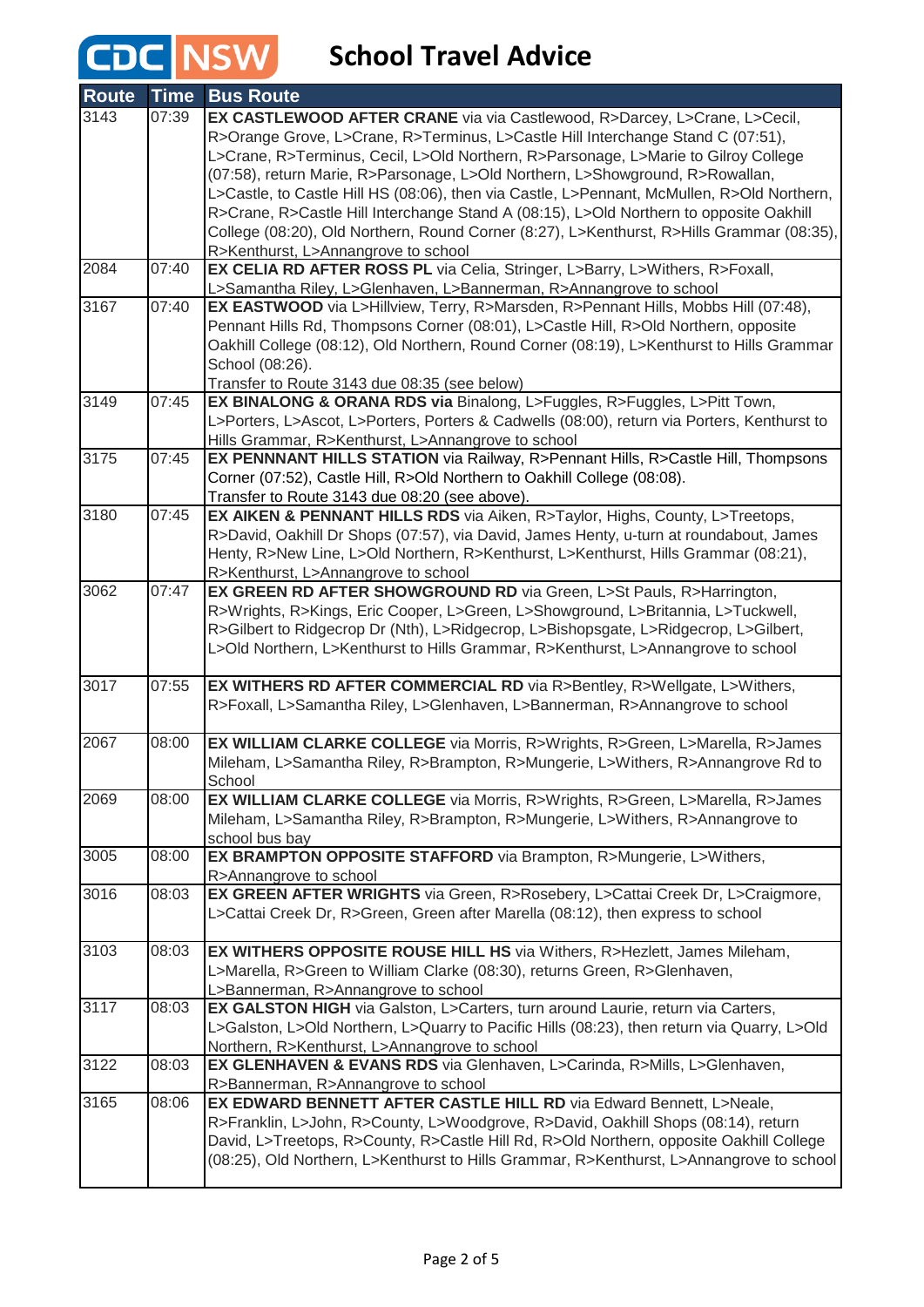# CDC NSW School Travel Advice

| Route | Time | Bus Route |
|---|---|---|
| 3143 | 07:39 | **EX CASTLEWOOD AFTER CRANE** via via Castlewood, R>Darcey, L>Crane, L>Cecil, R>Orange Grove, L>Crane, R>Terminus, L>Castle Hill Interchange Stand C (07:51), L>Crane, R>Terminus, Cecil, L>Old Northern, R>Parsonage, L>Marie to Gilroy College (07:58), return Marie, R>Parsonage, L>Old Northern, L>Showground, R>Rowallan, L>Castle, to Castle Hill HS (08:06), then via Castle, L>Pennant, McMullen, R>Old Northern, R>Crane, R>Castle Hill Interchange Stand A (08:15), L>Old Northern to opposite Oakhill College (08:20), Old Northern, Round Corner (8:27), L>Kenthurst, R>Hills Grammar (08:35), R>Kenthurst, L>Annangrove to school |
| 2084 | 07:40 | **EX CELIA RD AFTER ROSS PL** via Celia, Stringer, L>Barry, L>Withers, R>Foxall, L>Samantha Riley, L>Glenhaven, L>Bannerman, R>Annangrove to school |
| 3167 | 07:40 | **EX EASTWOOD** via L>Hillview, Terry, R>Marsden, R>Pennant Hills, Mobbs Hill (07:48), Pennant Hills Rd, Thompsons Corner (08:01), L>Castle Hill, R>Old Northern, opposite Oakhill College (08:12), Old Northern, Round Corner (08:19), L>Kenthurst to Hills Grammar School (08:26).<br>Transfer to Route 3143 due 08:35 (see below) |
| 3149 | 07:45 | **EX BINALONG & ORANA RDS via** Binalong, L>Fuggles, R>Fuggles, L>Pitt Town, L>Porters, L>Ascot, L>Porters, Porters & Cadwells (08:00), return via Porters, Kenthurst to Hills Grammar, R>Kenthurst, L>Annangrove to school |
| 3175 | 07:45 | **EX PENNNANT HILLS STATION** via Railway, R>Pennant Hills, R>Castle Hill, Thompsons Corner (07:52), Castle Hill, R>Old Northern to Oakhill College (08:08).<br>Transfer to Route 3143 due 08:20 (see above). |
| 3180 | 07:45 | **EX AIKEN & PENNANT HILLS RDS** via Aiken, R>Taylor, Highs, County, L>Treetops, R>David, Oakhill Dr Shops (07:57), via David, James Henty, u-turn at roundabout, James Henty, R>New Line, L>Old Northern, R>Kenthurst, L>Kenthurst, Hills Grammar (08:21), R>Kenthurst, L>Annangrove to school |
| 3062 | 07:47 | **EX GREEN RD AFTER SHOWGROUND RD** via Green, L>St Pauls, R>Harrington, R>Wrights, R>Kings, Eric Cooper, L>Green, L>Showground, L>Britannia, L>Tuckwell, R>Gilbert to Ridgecrop Dr (Nth), L>Ridgecrop, L>Bishopsgate, L>Ridgecrop, L>Gilbert, L>Old Northern, L>Kenthurst to Hills Grammar, R>Kenthurst, L>Annangrove to school |
| 3017 | 07:55 | **EX WITHERS RD AFTER COMMERCIAL RD** via R>Bentley, R>Wellgate, L>Withers, R>Foxall, L>Samantha Riley, L>Glenhaven, L>Bannerman, R>Annangrove to school |
| 2067 | 08:00 | **EX WILLIAM CLARKE COLLEGE** via Morris, R>Wrights, R>Green, L>Marella, R>James Mileham, L>Samantha Riley, R>Brampton, R>Mungerie, L>Withers, R>Annangrove Rd to School |
| 2069 | 08:00 | **EX WILLIAM CLARKE COLLEGE** via Morris, R>Wrights, R>Green, L>Marella, R>James Mileham, L>Samantha Riley, R>Brampton, R>Mungerie, L>Withers, R>Annangrove to school bus bay |
| 3005 | 08:00 | **EX BRAMPTON OPPOSITE STAFFORD** via Brampton, R>Mungerie, L>Withers, R>Annangrove to school |
| 3016 | 08:03 | **EX GREEN AFTER WRIGHTS** via Green, R>Rosebery, L>Cattai Creek Dr, L>Craigmore, L>Cattai Creek Dr, R>Green, Green after Marella (08:12), then express to school |
| 3103 | 08:03 | **EX WITHERS OPPOSITE ROUSE HILL HS** via Withers, R>Hezlett, James Mileham, L>Marella, R>Green to William Clarke (08:30), returns Green, R>Glenhaven, L>Bannerman, R>Annangrove to school |
| 3117 | 08:03 | **EX GALSTON HIGH** via Galston, L>Carters, turn around Laurie, return via Carters, L>Galston, L>Old Northern, L>Quarry to Pacific Hills (08:23), then return via Quarry, L>Old Northern, R>Kenthurst, L>Annangrove to school |
| 3122 | 08:03 | **EX GLENHAVEN & EVANS RDS** via Glenhaven, L>Carinda, R>Mills, L>Glenhaven, R>Bannerman, R>Annangrove to school |
| 3165 | 08:06 | **EX EDWARD BENNETT AFTER CASTLE HILL RD** via Edward Bennett, L>Neale, R>Franklin, L>John, R>County, L>Woodgrove, R>David, Oakhill Shops (08:14), return David, L>Treetops, R>County, R>Castle Hill Rd, R>Old Northern, opposite Oakhill College (08:25), Old Northern, L>Kenthurst to Hills Grammar, R>Kenthurst, L>Annangrove to school |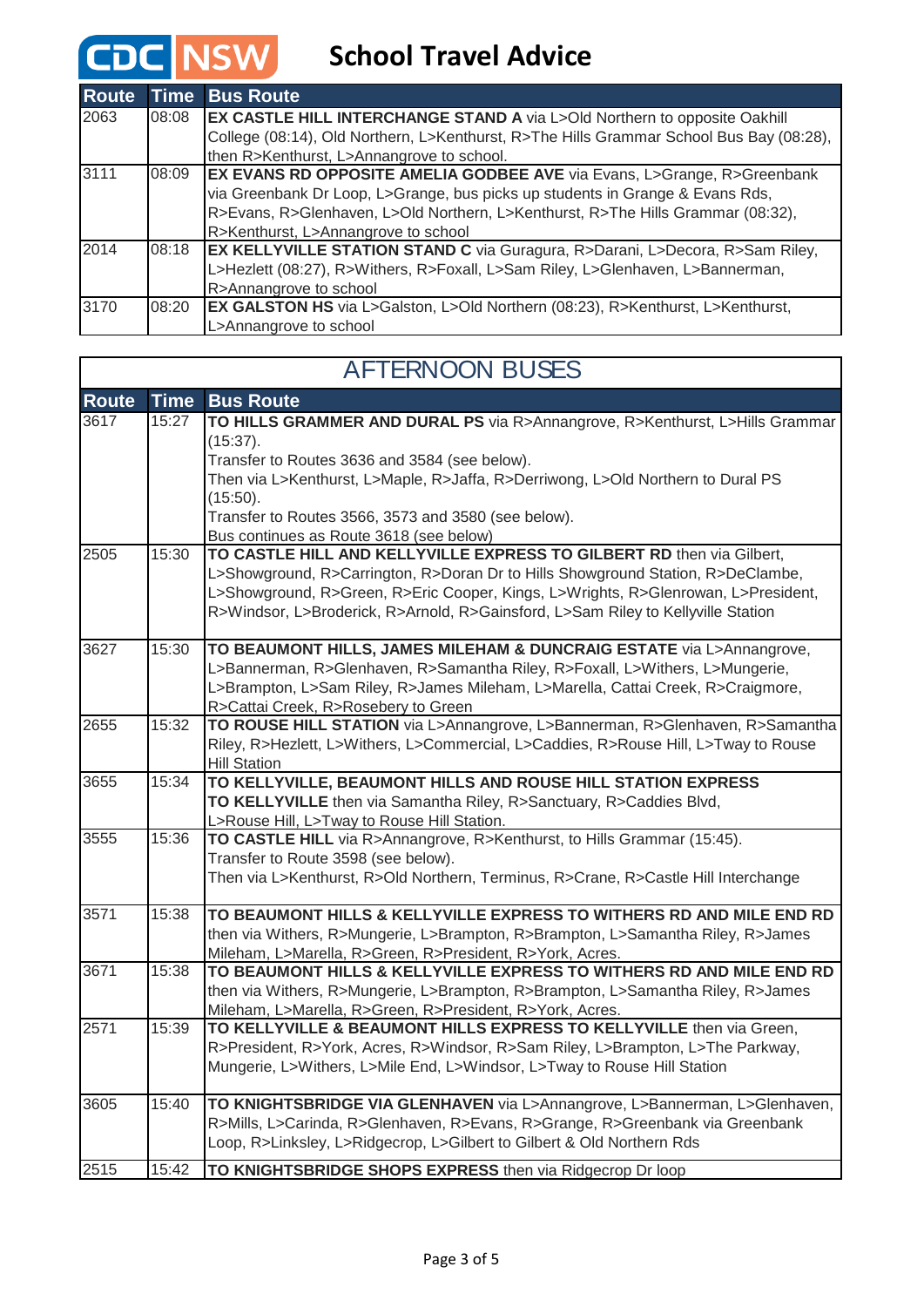# School Travel Advice

| Route | Time | Bus Route |
|---|---|---|
| 2063 | 08:08 | **EX CASTLE HILL INTERCHANGE STAND A** via L>Old Northern to opposite Oakhill College (08:14), Old Northern, L>Kenthurst, R>The Hills Grammar School Bus Bay (08:28), then R>Kenthurst, L>Annangrove to school. |
| 3111 | 08:09 | **EX EVANS RD OPPOSITE AMELIA GODBEE AVE** via Evans, L>Grange, R>Greenbank via Greenbank Dr Loop, L>Grange, bus picks up students in Grange & Evans Rds, R>Evans, R>Glenhaven, L>Old Northern, L>Kenthurst, R>The Hills Grammar (08:32), R>Kenthurst, L>Annangrove to school |
| 2014 | 08:18 | **EX KELLYVILLE STATION STAND C** via Guragura, R>Darani, L>Decora, R>Sam Riley, L>Hezlett (08:27), R>Withers, R>Foxall, L>Sam Riley, L>Glenhaven, L>Bannerman, R>Annangrove to school |
| 3170 | 08:20 | **EX GALSTON HS** via L>Galston, L>Old Northern (08:23), R>Kenthurst, L>Kenthurst, L>Annangrove to school |

## AFTERNOON BUSES

| Route | Time | Bus Route |
|---|---|---|
| 3617 | 15:27 | **TO HILLS GRAMMER AND DURAL PS** via R>Annangrove, R>Kenthurst, L>Hills Grammar (15:37). Transfer to Routes 3636 and 3584 (see below). Then via L>Kenthurst, L>Maple, R>Jaffa, R>Derriwong, L>Old Northern to Dural PS (15:50). Transfer to Routes 3566, 3573 and 3580 (see below). Bus continues as Route 3618 (see below) |
| 2505 | 15:30 | **TO CASTLE HILL AND KELLYVILLE EXPRESS TO GILBERT RD** then via Gilbert, L>Showground, R>Carrington, R>Doran Dr to Hills Showground Station, R>DeClambe, L>Showground, R>Green, R>Eric Cooper, Kings, L>Wrights, R>Glenrowan, L>President, R>Windsor, L>Broderick, R>Arnold, R>Gainsford, L>Sam Riley to Kellyville Station |
| 3627 | 15:30 | **TO BEAUMONT HILLS, JAMES MILEHAM & DUNCRAIG ESTATE** via L>Annangrove, L>Bannerman, R>Glenhaven, R>Samantha Riley, R>Foxall, L>Withers, L>Mungerie, L>Brampton, L>Sam Riley, R>James Mileham, L>Marella, Cattai Creek, R>Craigmore, R>Cattai Creek, R>Rosebery to Green |
| 2655 | 15:32 | **TO ROUSE HILL STATION** via L>Annangrove, L>Bannerman, R>Glenhaven, R>Samantha Riley, R>Hezlett, L>Withers, L>Commercial, L>Caddies, R>Rouse Hill, L>Tway to Rouse Hill Station |
| 3655 | 15:34 | **TO KELLYVILLE, BEAUMONT HILLS AND ROUSE HILL STATION EXPRESS TO KELLYVILLE** then via Samantha Riley, R>Sanctuary, R>Caddies Blvd, L>Rouse Hill, L>Tway to Rouse Hill Station. |
| 3555 | 15:36 | **TO CASTLE HILL** via R>Annangrove, R>Kenthurst, to Hills Grammar (15:45). Transfer to Route 3598 (see below). Then via L>Kenthurst, R>Old Northern, Terminus, R>Crane, R>Castle Hill Interchange |
| 3571 | 15:38 | **TO BEAUMONT HILLS & KELLYVILLE EXPRESS TO WITHERS RD AND MILE END RD** then via Withers, R>Mungerie, L>Brampton, R>Brampton, L>Samantha Riley, R>James Mileham, L>Marella, R>Green, R>President, R>York, Acres. |
| 3671 | 15:38 | **TO BEAUMONT HILLS & KELLYVILLE EXPRESS TO WITHERS RD AND MILE END RD** then via Withers, R>Mungerie, L>Brampton, R>Brampton, L>Samantha Riley, R>James Mileham, L>Marella, R>Green, R>President, R>York, Acres. |
| 2571 | 15:39 | **TO KELLYVILLE & BEAUMONT HILLS EXPRESS TO KELLYVILLE** then via Green, R>President, R>York, Acres, R>Windsor, R>Sam Riley, L>Brampton, L>The Parkway, Mungerie, L>Withers, L>Mile End, L>Windsor, L>Tway to Rouse Hill Station |
| 3605 | 15:40 | **TO KNIGHTSBRIDGE VIA GLENHAVEN** via L>Annangrove, L>Bannerman, L>Glenhaven, R>Mills, L>Carinda, R>Glenhaven, R>Evans, R>Grange, R>Greenbank via Greenbank Loop, R>Linksley, L>Ridgecrop, L>Gilbert to Gilbert & Old Northern Rds |
| 2515 | 15:42 | **TO KNIGHTSBRIDGE SHOPS EXPRESS** then via Ridgecrop Dr loop |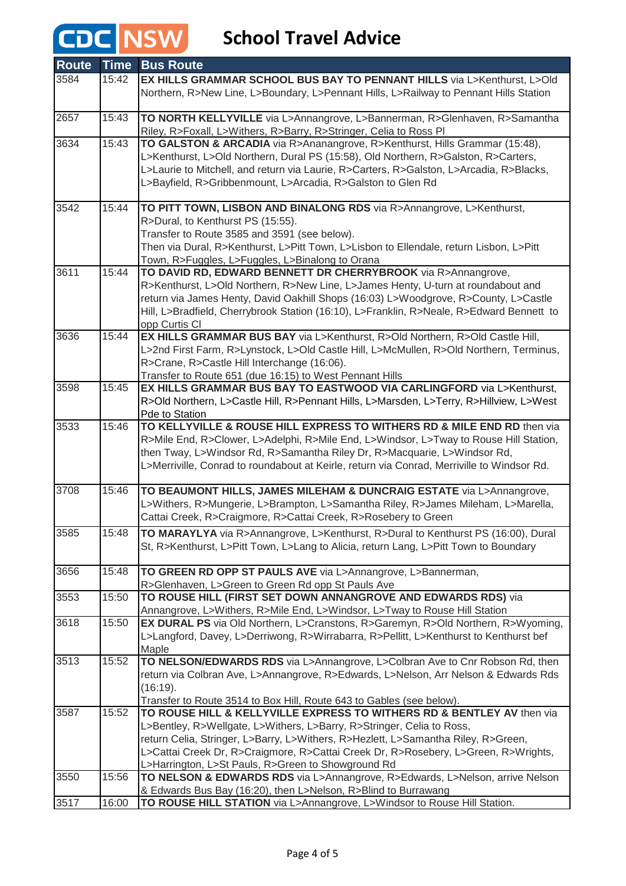# CDC NSW School Travel Advice

| Route | Time | Bus Route |
|---|---|---|
| 3584 | 15:42 | **EX HILLS GRAMMAR SCHOOL BUS BAY TO PENNANT HILLS** via L>Kenthurst, L>Old Northern, R>New Line, L>Boundary, L>Pennant Hills, L>Railway to Pennant Hills Station |
| 2657 | 15:43 | **TO NORTH KELLYVILLE** via L>Annangrove, L>Bannerman, R>Glenhaven, R>Samantha Riley, R>Foxall, L>Withers, R>Barry, R>Stringer, Celia to Ross Pl |
| 3634 | 15:43 | **TO GALSTON & ARCADIA** via R>Ananangrove, R>Kenthurst, Hills Grammar (15:48), L>Kenthurst, L>Old Northern, Dural PS (15:58), Old Northern, R>Galston, R>Carters, L>Laurie to Mitchell, and return via Laurie, R>Carters, R>Galston, L>Arcadia, R>Blacks, L>Bayfield, R>Gribbenmount, L>Arcadia, R>Galston to Glen Rd |
| 3542 | 15:44 | **TO PITT TOWN, LISBON AND BINALONG RDS** via R>Annangrove, L>Kenthurst, R>Dural, to Kenthurst PS (15:55). Transfer to Route 3585 and 3591 (see below). Then via Dural, R>Kenthurst, L>Pitt Town, L>Lisbon to Ellendale, return Lisbon, L>Pitt Town, R>Fuggles, L>Fuggles, L>Binalong to Orana |
| 3611 | 15:44 | **TO DAVID RD, EDWARD BENNETT DR CHERRYBROOK** via R>Annangrove, R>Kenthurst, L>Old Northern, R>New Line, L>James Henty, U-turn at roundabout and return via James Henty, David Oakhill Shops (16:03) L>Woodgrove, R>County, L>Castle Hill, L>Bradfield, Cherrybrook Station (16:10), L>Franklin, R>Neale, R>Edward Bennett to opp Curtis Cl |
| 3636 | 15:44 | **EX HILLS GRAMMAR BUS BAY** via L>Kenthurst, R>Old Northern, R>Old Castle Hill, L>2nd First Farm, R>Lynstock, L>Old Castle Hill, L>McMullen, R>Old Northern, Terminus, R>Crane, R>Castle Hill Interchange (16:06). Transfer to Route 651 (due 16:15) to West Pennant Hills |
| 3598 | 15:45 | **EX HILLS GRAMMAR BUS BAY TO EASTWOOD VIA CARLINGFORD** via L>Kenthurst, R>Old Northern, L>Castle Hill, R>Pennant Hills, L>Marsden, L>Terry, R>Hillview, L>West Pde to Station |
| 3533 | 15:46 | **TO KELLYVILLE & ROUSE HILL EXPRESS TO WITHERS RD & MILE END RD** then via R>Mile End, R>Clower, L>Adelphi, R>Mile End, L>Windsor, L>Tway to Rouse Hill Station, then Tway, L>Windsor Rd, R>Samantha Riley Dr, R>Macquarie, L>Windsor Rd, L>Merriville, Conrad to roundabout at Keirle, return via Conrad, Merriville to Windsor Rd. |
| 3708 | 15:46 | **TO BEAUMONT HILLS, JAMES MILEHAM & DUNCRAIG ESTATE** via L>Annangrove, L>Withers, R>Mungerie, L>Brampton, L>Samantha Riley, R>James Mileham, L>Marella, Cattai Creek, R>Craigmore, R>Cattai Creek, R>Rosebery to Green |
| 3585 | 15:48 | **TO MARAYLYA** via R>Annangrove, L>Kenthurst, R>Dural to Kenthurst PS (16:00), Dural St, R>Kenthurst, L>Pitt Town, L>Lang to Alicia, return Lang, L>Pitt Town to Boundary |
| 3656 | 15:48 | **TO GREEN RD OPP ST PAULS AVE** via L>Annangrove, L>Bannerman, R>Glenhaven, L>Green to Green Rd opp St Pauls Ave |
| 3553 | 15:50 | **TO ROUSE HILL (FIRST SET DOWN ANNANGROVE AND EDWARDS RDS)** via Annangrove, L>Withers, R>Mile End, L>Windsor, L>Tway to Rouse Hill Station |
| 3618 | 15:50 | **EX DURAL PS** via Old Northern, L>Cranstons, R>Garemyn, R>Old Northern, R>Wyoming, L>Langford, Davey, L>Derriwong, R>Wirrabarra, R>Pellitt, L>Kenthurst to Kenthurst bef Maple |
| 3513 | 15:52 | **TO NELSON/EDWARDS RDS** via L>Annangrove, L>Colbran Ave to Cnr Robson Rd, then return via Colbran Ave, L>Annangrove, R>Edwards, L>Nelson, Arr Nelson & Edwards Rds (16:19). Transfer to Route 3514 to Box Hill, Route 643 to Gables (see below). |
| 3587 | 15:52 | **TO ROUSE HILL & KELLYVILLE EXPRESS TO WITHERS RD & BENTLEY AV** then via L>Bentley, R>Wellgate, L>Withers, L>Barry, R>Stringer, Celia to Ross, return Celia, Stringer, L>Barry, L>Withers, R>Hezlett, L>Samantha Riley, R>Green, L>Cattai Creek Dr, R>Craigmore, R>Cattai Creek Dr, R>Rosebery, L>Green, R>Wrights, L>Harrington, L>St Pauls, R>Green to Showground Rd |
| 3550 | 15:56 | **TO NELSON & EDWARDS RDS** via L>Annangrove, R>Edwards, L>Nelson, arrive Nelson & Edwards Bus Bay (16:20), then L>Nelson, R>Blind to Burrawang |
| 3517 | 16:00 | **TO ROUSE HILL STATION** via L>Annangrove, L>Windsor to Rouse Hill Station. |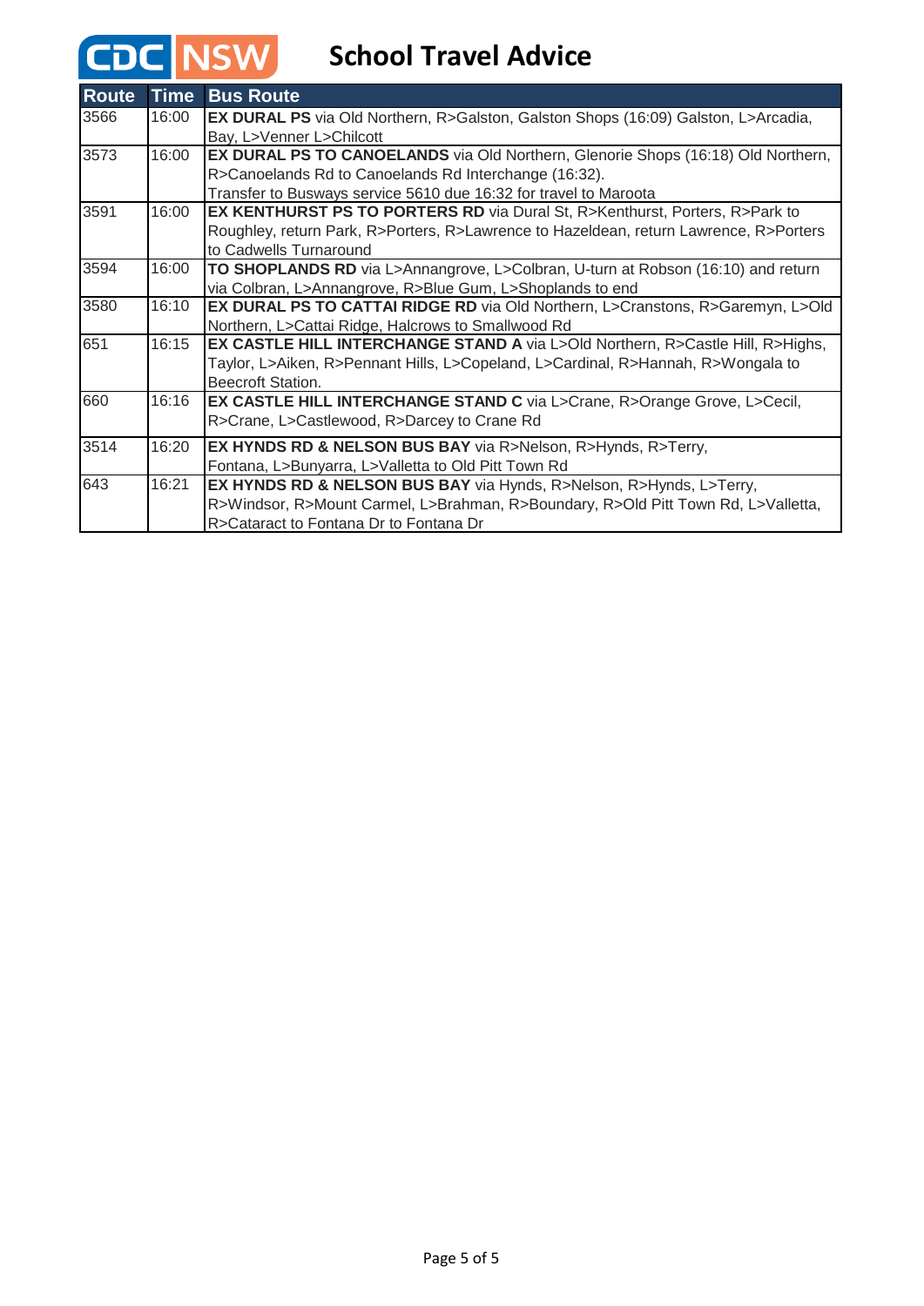# School Travel Advice

| Route | Time | Bus Route |
|---|---|---|
| 3566 | 16:00 | **EX DURAL PS** via Old Northern, R>Galston, Galston Shops (16:09) Galston, L>Arcadia, Bay, L>Venner L>Chilcott |
| 3573 | 16:00 | **EX DURAL PS TO CANOELANDS** via Old Northern, Glenorie Shops (16:18) Old Northern, R>Canoelands Rd to Canoelands Rd Interchange (16:32). Transfer to Busways service 5610 due 16:32 for travel to Maroota |
| 3591 | 16:00 | **EX KENTHURST PS TO PORTERS RD** via Dural St, R>Kenthurst, Porters, R>Park to Roughley, return Park, R>Porters, R>Lawrence to Hazeldean, return Lawrence, R>Porters to Cadwells Turnaround |
| 3594 | 16:00 | **TO SHOPLANDS RD** via L>Annangrove, L>Colbran, U-turn at Robson (16:10) and return via Colbran, L>Annangrove, R>Blue Gum, L>Shoplands to end |
| 3580 | 16:10 | **EX DURAL PS TO CATTAI RIDGE RD** via Old Northern, L>Cranstons, R>Garemyn, L>Old Northern, L>Cattai Ridge, Halcrows to Smallwood Rd |
| 651 | 16:15 | **EX CASTLE HILL INTERCHANGE STAND A** via L>Old Northern, R>Castle Hill, R>Highs, Taylor, L>Aiken, R>Pennant Hills, L>Copeland, L>Cardinal, R>Hannah, R>Wongala to Beecroft Station. |
| 660 | 16:16 | **EX CASTLE HILL INTERCHANGE STAND C** via L>Crane, R>Orange Grove, L>Cecil, R>Crane, L>Castlewood, R>Darcey to Crane Rd |
| 3514 | 16:20 | **EX HYNDS RD & NELSON BUS BAY** via R>Nelson, R>Hynds, R>Terry, Fontana, L>Bunyarra, L>Valletta to Old Pitt Town Rd |
| 643 | 16:21 | **EX HYNDS RD & NELSON BUS BAY** via Hynds, R>Nelson, R>Hynds, L>Terry, R>Windsor, R>Mount Carmel, L>Brahman, R>Boundary, R>Old Pitt Town Rd, L>Valletta, R>Cataract to Fontana Dr to Fontana Dr |